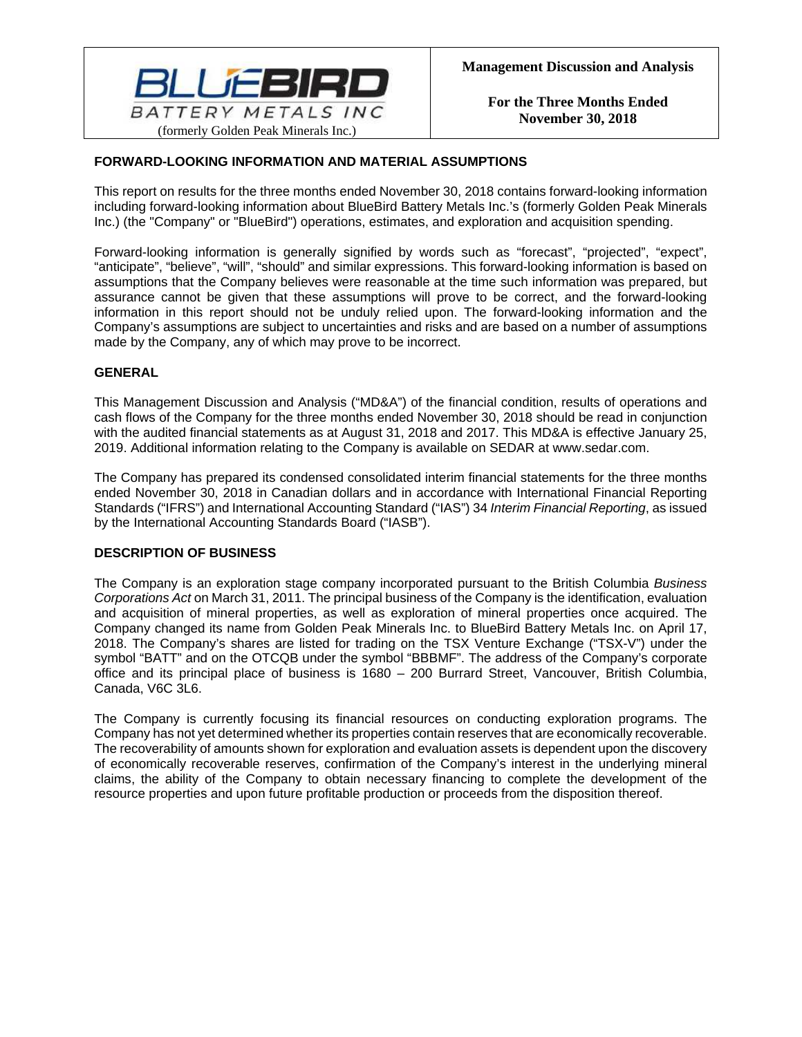BLUEBIRD BATTERY METALS INC
(formerly Golden Peak Minerals Inc.)

**Management Discussion and Analysis**

**For the Three Months Ended November 30, 2018**

## FORWARD-LOOKING INFORMATION AND MATERIAL ASSUMPTIONS

This report on results for the three months ended November 30, 2018 contains forward-looking information including forward-looking information about BlueBird Battery Metals Inc.'s (formerly Golden Peak Minerals Inc.) (the "Company" or "BlueBird") operations, estimates, and exploration and acquisition spending.

Forward-looking information is generally signified by words such as "forecast", "projected", "expect", "anticipate", "believe", "will", "should" and similar expressions. This forward-looking information is based on assumptions that the Company believes were reasonable at the time such information was prepared, but assurance cannot be given that these assumptions will prove to be correct, and the forward-looking information in this report should not be unduly relied upon. The forward-looking information and the Company's assumptions are subject to uncertainties and risks and are based on a number of assumptions made by the Company, any of which may prove to be incorrect.

## GENERAL

This Management Discussion and Analysis ("MD&A") of the financial condition, results of operations and cash flows of the Company for the three months ended November 30, 2018 should be read in conjunction with the audited financial statements as at August 31, 2018 and 2017. This MD&A is effective January 25, 2019. Additional information relating to the Company is available on SEDAR at www.sedar.com.

The Company has prepared its condensed consolidated interim financial statements for the three months ended November 30, 2018 in Canadian dollars and in accordance with International Financial Reporting Standards ("IFRS") and International Accounting Standard ("IAS") 34 *Interim Financial Reporting*, as issued by the International Accounting Standards Board ("IASB").

## DESCRIPTION OF BUSINESS

The Company is an exploration stage company incorporated pursuant to the British Columbia *Business Corporations Act* on March 31, 2011. The principal business of the Company is the identification, evaluation and acquisition of mineral properties, as well as exploration of mineral properties once acquired. The Company changed its name from Golden Peak Minerals Inc. to BlueBird Battery Metals Inc. on April 17, 2018. The Company's shares are listed for trading on the TSX Venture Exchange ("TSX-V") under the symbol "BATT" and on the OTCQB under the symbol "BBBMF". The address of the Company's corporate office and its principal place of business is 1680 – 200 Burrard Street, Vancouver, British Columbia, Canada, V6C 3L6.

The Company is currently focusing its financial resources on conducting exploration programs. The Company has not yet determined whether its properties contain reserves that are economically recoverable. The recoverability of amounts shown for exploration and evaluation assets is dependent upon the discovery of economically recoverable reserves, confirmation of the Company's interest in the underlying mineral claims, the ability of the Company to obtain necessary financing to complete the development of the resource properties and upon future profitable production or proceeds from the disposition thereof.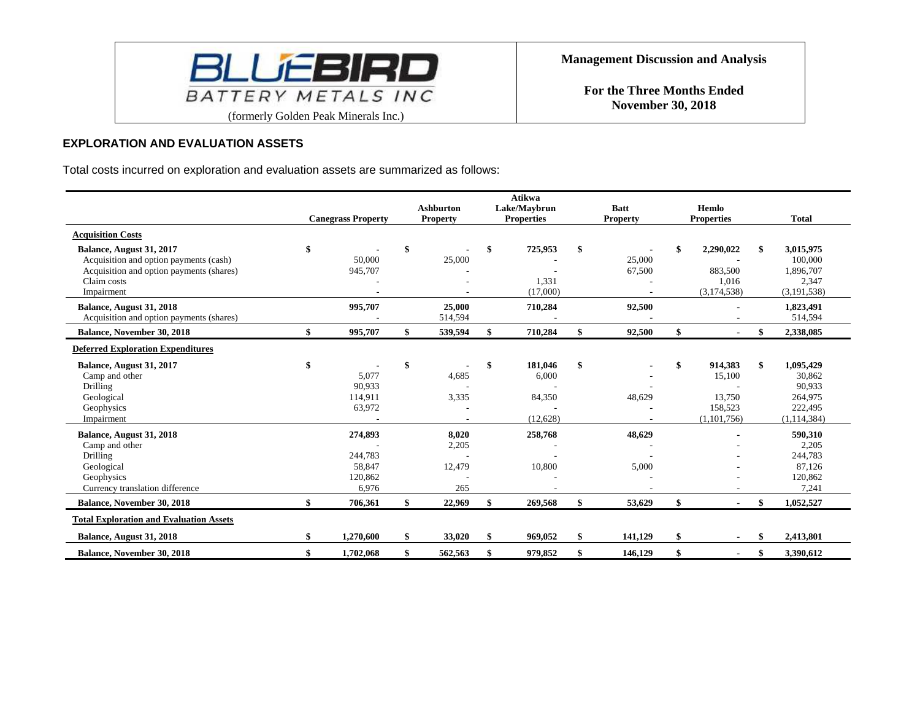## EXPLORATION AND EVALUATION ASSETS

Total costs incurred on exploration and evaluation assets are summarized as follows:

| | Canegrass Property | Ashburton Property | Atikwa Lake/Maybrun Properties | Batt Property | Hemlo Properties | Total |
|---|---|---|---|---|---|---|
| **Acquisition Costs** | | | | | | |
| **Balance, August 31, 2017** | $ - | $ - | $ 725,953 | $ - | $ 2,290,022 | $ 3,015,975 |
| Acquisition and option payments (cash) | 50,000 | 25,000 | - | 25,000 | - | 100,000 |
| Acquisition and option payments (shares) | 945,707 | - | - | 67,500 | 883,500 | 1,896,707 |
| Claim costs | - | - | 1,331 | - | 1,016 | 2,347 |
| Impairment | - | - | (17,000) | - | (3,174,538) | (3,191,538) |
| **Balance, August 31, 2018** | 995,707 | 25,000 | 710,284 | 92,500 | - | 1,823,491 |
| Acquisition and option payments (shares) | - | 514,594 | - | - | - | 514,594 |
| **Balance, November 30, 2018** | $ 995,707 | $ 539,594 | $ 710,284 | $ 92,500 | $ - | $ 2,338,085 |
| **Deferred Exploration Expenditures** | | | | | | |
| **Balance, August 31, 2017** | $ - | $ - | $ 181,046 | $ - | $ 914,383 | $ 1,095,429 |
| Camp and other | 5,077 | 4,685 | 6,000 | - | 15,100 | 30,862 |
| Drilling | 90,933 | - | - | - | - | 90,933 |
| Geological | 114,911 | 3,335 | 84,350 | 48,629 | 13,750 | 264,975 |
| Geophysics | 63,972 | - | - | - | 158,523 | 222,495 |
| Impairment | - | - | (12,628) | - | (1,101,756) | (1,114,384) |
| **Balance, August 31, 2018** | 274,893 | 8,020 | 258,768 | 48,629 | - | 590,310 |
| Camp and other | - | 2,205 | - | - | - | 2,205 |
| Drilling | 244,783 | - | - | - | - | 244,783 |
| Geological | 58,847 | 12,479 | 10,800 | 5,000 | - | 87,126 |
| Geophysics | 120,862 | - | - | - | - | 120,862 |
| Currency translation difference | 6,976 | 265 | - | - | - | 7,241 |
| **Balance, November 30, 2018** | $ 706,361 | $ 22,969 | $ 269,568 | $ 53,629 | $ - | $ 1,052,527 |
| **Total Exploration and Evaluation Assets** | | | | | | |
| **Balance, August 31, 2018** | $ 1,270,600 | $ 33,020 | $ 969,052 | $ 141,129 | $ - | $ 2,413,801 |
| **Balance, November 30, 2018** | $ 1,702,068 | $ 562,563 | $ 979,852 | $ 146,129 | $ - | $ 3,390,612 |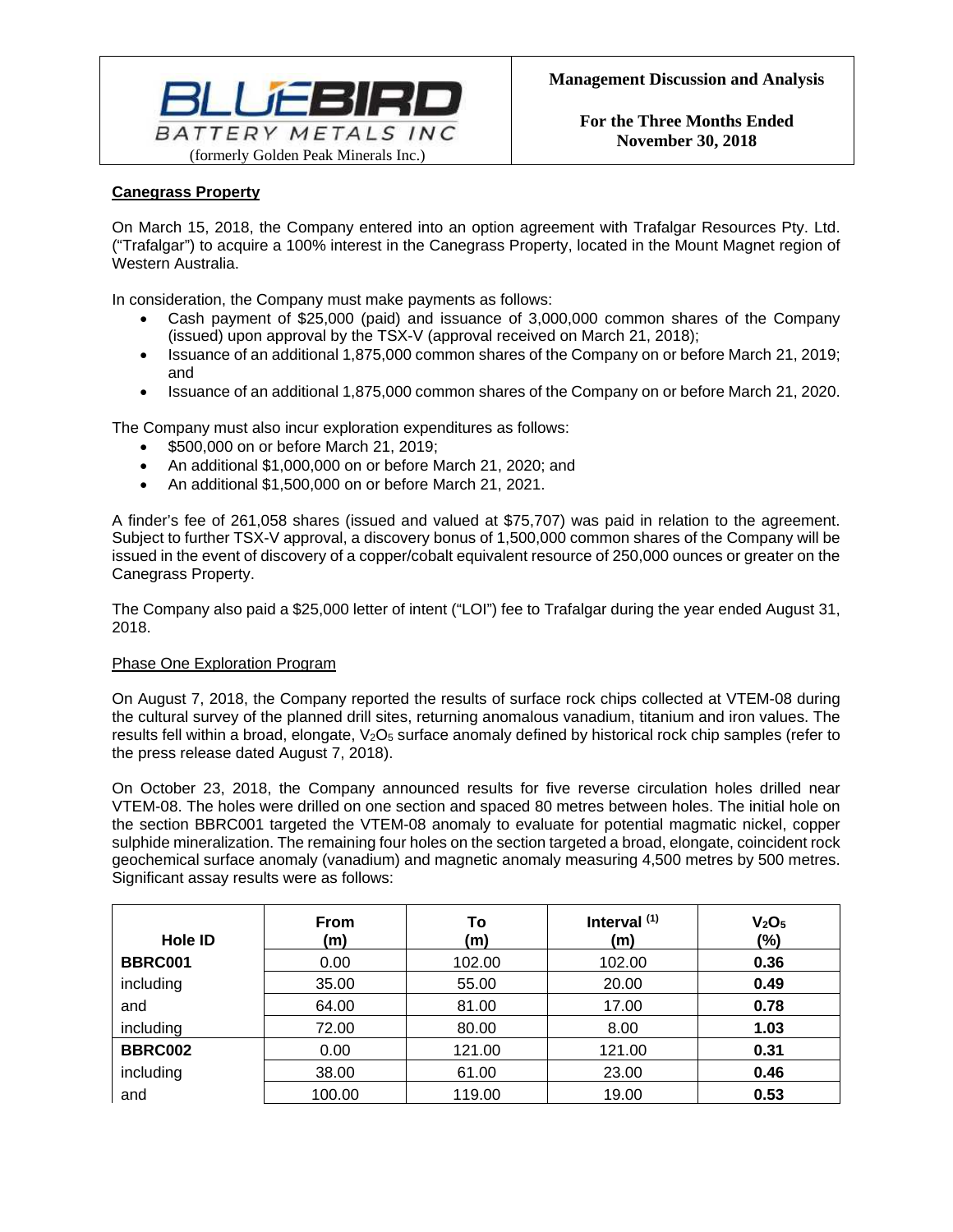## Canegrass Property

On March 15, 2018, the Company entered into an option agreement with Trafalgar Resources Pty. Ltd. ("Trafalgar") to acquire a 100% interest in the Canegrass Property, located in the Mount Magnet region of Western Australia.

In consideration, the Company must make payments as follows:

- Cash payment of $25,000 (paid) and issuance of 3,000,000 common shares of the Company (issued) upon approval by the TSX-V (approval received on March 21, 2018);
- Issuance of an additional 1,875,000 common shares of the Company on or before March 21, 2019; and
- Issuance of an additional 1,875,000 common shares of the Company on or before March 21, 2020.

The Company must also incur exploration expenditures as follows:

- $500,000 on or before March 21, 2019;
- An additional $1,000,000 on or before March 21, 2020; and
- An additional $1,500,000 on or before March 21, 2021.

A finder's fee of 261,058 shares (issued and valued at $75,707) was paid in relation to the agreement. Subject to further TSX-V approval, a discovery bonus of 1,500,000 common shares of the Company will be issued in the event of discovery of a copper/cobalt equivalent resource of 250,000 ounces or greater on the Canegrass Property.

The Company also paid a $25,000 letter of intent ("LOI") fee to Trafalgar during the year ended August 31, 2018.

### Phase One Exploration Program

On August 7, 2018, the Company reported the results of surface rock chips collected at VTEM-08 during the cultural survey of the planned drill sites, returning anomalous vanadium, titanium and iron values. The results fell within a broad, elongate, $V_2O_5$ surface anomaly defined by historical rock chip samples (refer to the press release dated August 7, 2018).

On October 23, 2018, the Company announced results for five reverse circulation holes drilled near VTEM-08. The holes were drilled on one section and spaced 80 metres between holes. The initial hole on the section BBRC001 targeted the VTEM-08 anomaly to evaluate for potential magmatic nickel, copper sulphide mineralization. The remaining four holes on the section targeted a broad, elongate, coincident rock geochemical surface anomaly (vanadium) and magnetic anomaly measuring 4,500 metres by 500 metres. Significant assay results were as follows:

| Hole ID | From (m) | To (m) | Interval [1] (m) | $V_2O_5$ (%) |
|---|---|---|---|---|
| **BBRC001** | 0.00 | 102.00 | 102.00 | **0.36** |
| including | 35.00 | 55.00 | 20.00 | **0.49** |
| and | 64.00 | 81.00 | 17.00 | **0.78** |
| including | 72.00 | 80.00 | 8.00 | **1.03** |
| **BBRC002** | 0.00 | 121.00 | 121.00 | **0.31** |
| including | 38.00 | 61.00 | 23.00 | **0.46** |
| and | 100.00 | 119.00 | 19.00 | **0.53** |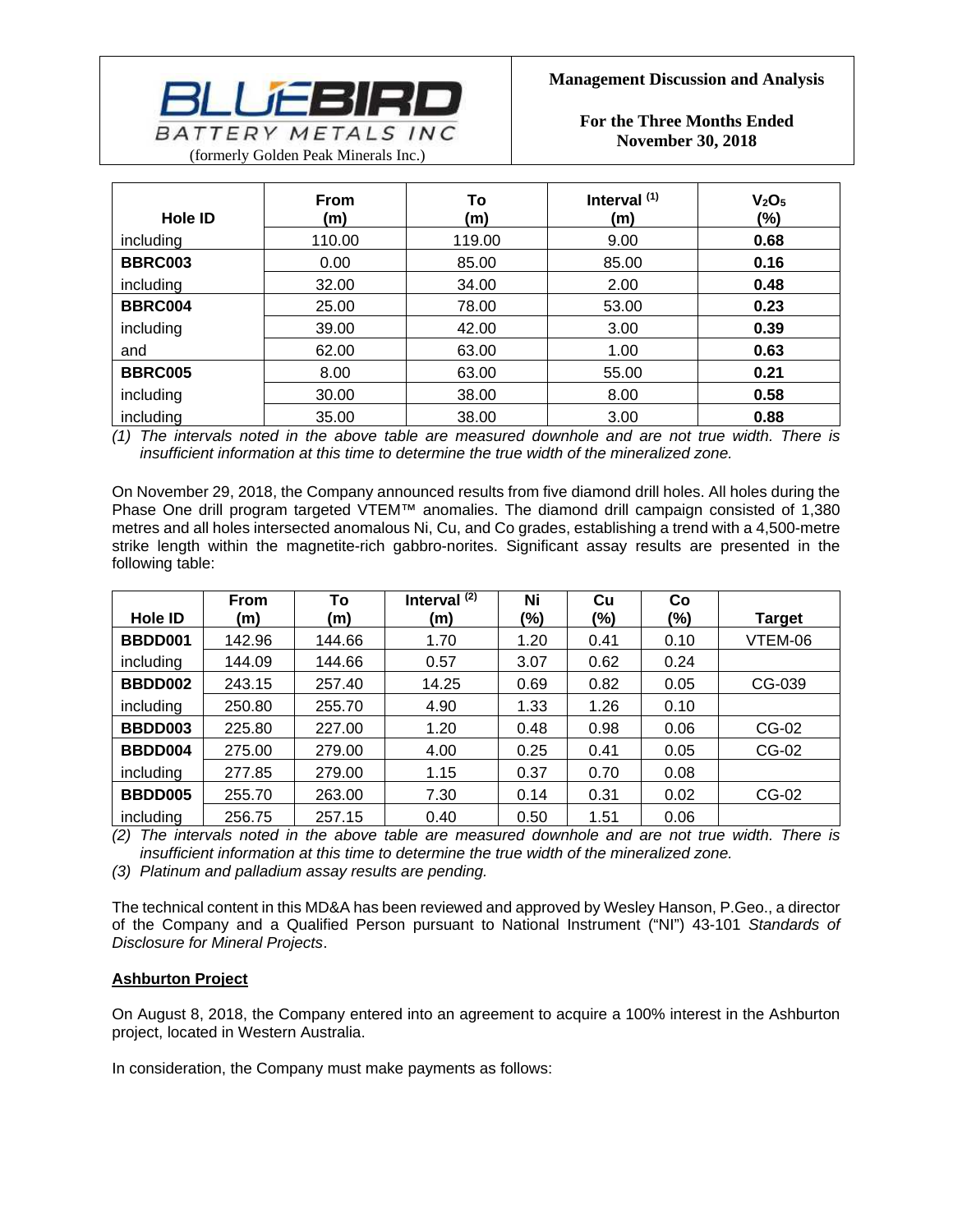| Hole ID | From (m) | To (m) | Interval [(1)] (m) | $V_2O_5$ (%) |
|---|---|---|---|---|
| including | 110.00 | 119.00 | 9.00 | **0.68** |
| **BBRC003** | 0.00 | 85.00 | 85.00 | **0.16** |
| including | 32.00 | 34.00 | 2.00 | **0.48** |
| **BBRC004** | 25.00 | 78.00 | 53.00 | **0.23** |
| including | 39.00 | 42.00 | 3.00 | **0.39** |
| and | 62.00 | 63.00 | 1.00 | **0.63** |
| **BBRC005** | 8.00 | 63.00 | 55.00 | **0.21** |
| including | 30.00 | 38.00 | 8.00 | **0.58** |
| including | 35.00 | 38.00 | 3.00 | **0.88** |

*(1) The intervals noted in the above table are measured downhole and are not true width. There is insufficient information at this time to determine the true width of the mineralized zone.*

On November 29, 2018, the Company announced results from five diamond drill holes. All holes during the Phase One drill program targeted VTEM™ anomalies. The diamond drill campaign consisted of 1,380 metres and all holes intersected anomalous Ni, Cu, and Co grades, establishing a trend with a 4,500-metre strike length within the magnetite-rich gabbro-norites. Significant assay results are presented in the following table:

| Hole ID | From (m) | To (m) | Interval [(2)] (m) | Ni (%) | Cu (%) | Co (%) | Target |
|---|---|---|---|---|---|---|---|
| **BBDD001** | 142.96 | 144.66 | 1.70 | 1.20 | 0.41 | 0.10 | VTEM-06 |
| including | 144.09 | 144.66 | 0.57 | 3.07 | 0.62 | 0.24 | |
| **BBDD002** | 243.15 | 257.40 | 14.25 | 0.69 | 0.82 | 0.05 | CG-039 |
| including | 250.80 | 255.70 | 4.90 | 1.33 | 1.26 | 0.10 | |
| **BBDD003** | 225.80 | 227.00 | 1.20 | 0.48 | 0.98 | 0.06 | CG-02 |
| **BBDD004** | 275.00 | 279.00 | 4.00 | 0.25 | 0.41 | 0.05 | CG-02 |
| including | 277.85 | 279.00 | 1.15 | 0.37 | 0.70 | 0.08 | |
| **BBDD005** | 255.70 | 263.00 | 7.30 | 0.14 | 0.31 | 0.02 | CG-02 |
| including | 256.75 | 257.15 | 0.40 | 0.50 | 1.51 | 0.06 | |

*(2) The intervals noted in the above table are measured downhole and are not true width. There is insufficient information at this time to determine the true width of the mineralized zone.*

*(3) Platinum and palladium assay results are pending.*

The technical content in this MD&A has been reviewed and approved by Wesley Hanson, P.Geo., a director of the Company and a Qualified Person pursuant to National Instrument ("NI") 43-101 *Standards of Disclosure for Mineral Projects*.

**Ashburton Project**

On August 8, 2018, the Company entered into an agreement to acquire a 100% interest in the Ashburton project, located in Western Australia.

In consideration, the Company must make payments as follows: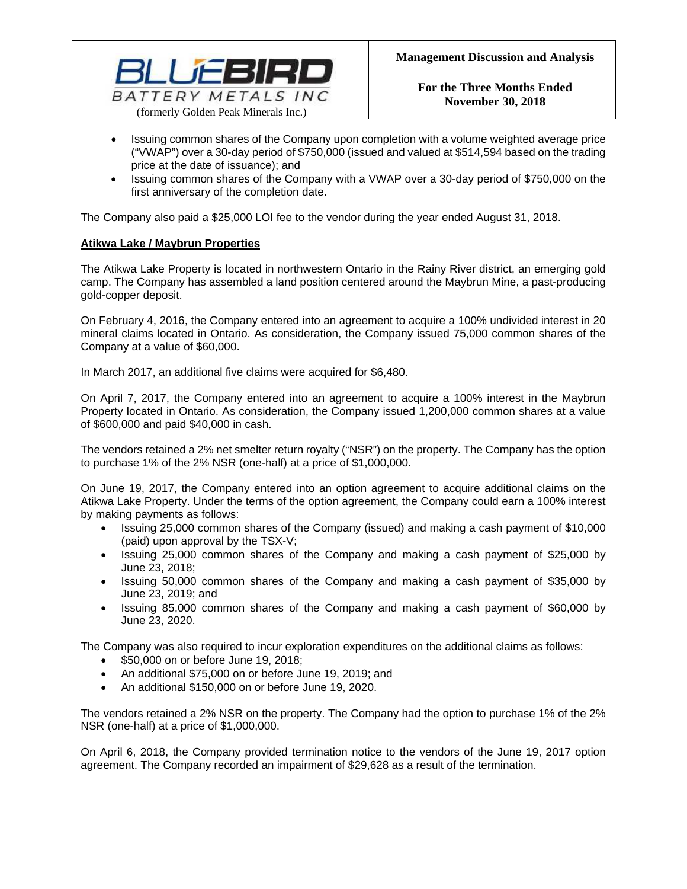- Issuing common shares of the Company upon completion with a volume weighted average price ("VWAP") over a 30-day period of $750,000 (issued and valued at $514,594 based on the trading price at the date of issuance); and
- Issuing common shares of the Company with a VWAP over a 30-day period of $750,000 on the first anniversary of the completion date.

The Company also paid a $25,000 LOI fee to the vendor during the year ended August 31, 2018.

**Atikwa Lake / Maybrun Properties**

The Atikwa Lake Property is located in northwestern Ontario in the Rainy River district, an emerging gold camp. The Company has assembled a land position centered around the Maybrun Mine, a past-producing gold-copper deposit.

On February 4, 2016, the Company entered into an agreement to acquire a 100% undivided interest in 20 mineral claims located in Ontario. As consideration, the Company issued 75,000 common shares of the Company at a value of $60,000.

In March 2017, an additional five claims were acquired for $6,480.

On April 7, 2017, the Company entered into an agreement to acquire a 100% interest in the Maybrun Property located in Ontario. As consideration, the Company issued 1,200,000 common shares at a value of $600,000 and paid $40,000 in cash.

The vendors retained a 2% net smelter return royalty ("NSR") on the property. The Company has the option to purchase 1% of the 2% NSR (one-half) at a price of $1,000,000.

On June 19, 2017, the Company entered into an option agreement to acquire additional claims on the Atikwa Lake Property. Under the terms of the option agreement, the Company could earn a 100% interest by making payments as follows:

- Issuing 25,000 common shares of the Company (issued) and making a cash payment of $10,000 (paid) upon approval by the TSX-V;
- Issuing 25,000 common shares of the Company and making a cash payment of $25,000 by June 23, 2018;
- Issuing 50,000 common shares of the Company and making a cash payment of $35,000 by June 23, 2019; and
- Issuing 85,000 common shares of the Company and making a cash payment of $60,000 by June 23, 2020.

The Company was also required to incur exploration expenditures on the additional claims as follows:

- $50,000 on or before June 19, 2018;
- An additional $75,000 on or before June 19, 2019; and
- An additional $150,000 on or before June 19, 2020.

The vendors retained a 2% NSR on the property. The Company had the option to purchase 1% of the 2% NSR (one-half) at a price of $1,000,000.

On April 6, 2018, the Company provided termination notice to the vendors of the June 19, 2017 option agreement. The Company recorded an impairment of $29,628 as a result of the termination.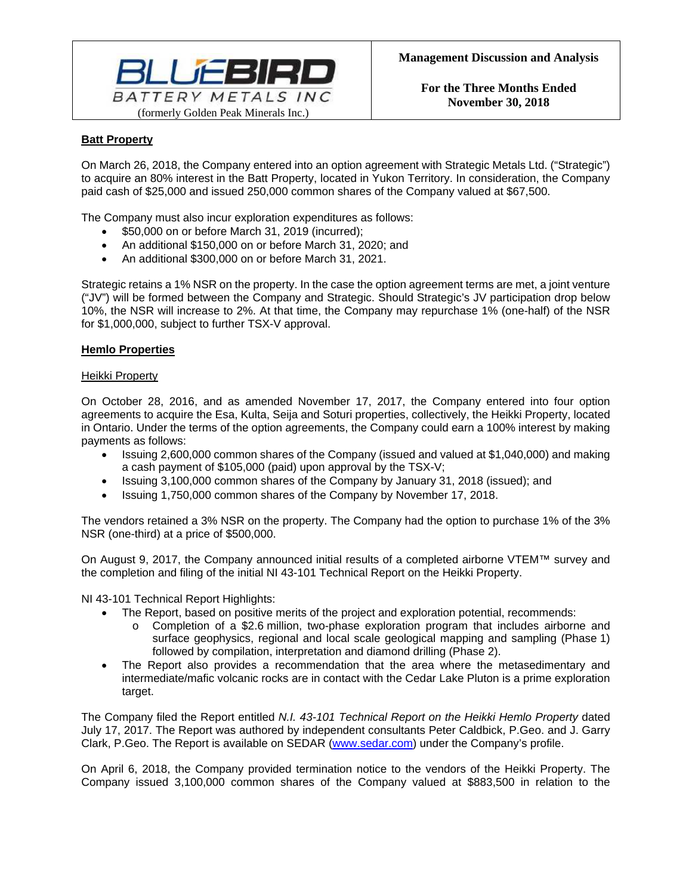## Batt Property

On March 26, 2018, the Company entered into an option agreement with Strategic Metals Ltd. ("Strategic") to acquire an 80% interest in the Batt Property, located in Yukon Territory. In consideration, the Company paid cash of $25,000 and issued 250,000 common shares of the Company valued at $67,500.

The Company must also incur exploration expenditures as follows:

- $50,000 on or before March 31, 2019 (incurred);
- An additional $150,000 on or before March 31, 2020; and
- An additional $300,000 on or before March 31, 2021.

Strategic retains a 1% NSR on the property. In the case the option agreement terms are met, a joint venture ("JV") will be formed between the Company and Strategic. Should Strategic's JV participation drop below 10%, the NSR will increase to 2%. At that time, the Company may repurchase 1% (one-half) of the NSR for $1,000,000, subject to further TSX-V approval.

## Hemlo Properties

### Heikki Property

On October 28, 2016, and as amended November 17, 2017, the Company entered into four option agreements to acquire the Esa, Kulta, Seija and Soturi properties, collectively, the Heikki Property, located in Ontario. Under the terms of the option agreements, the Company could earn a 100% interest by making payments as follows:

- Issuing 2,600,000 common shares of the Company (issued and valued at $1,040,000) and making a cash payment of $105,000 (paid) upon approval by the TSX-V;
- Issuing 3,100,000 common shares of the Company by January 31, 2018 (issued); and
- Issuing 1,750,000 common shares of the Company by November 17, 2018.

The vendors retained a 3% NSR on the property. The Company had the option to purchase 1% of the 3% NSR (one-third) at a price of $500,000.

On August 9, 2017, the Company announced initial results of a completed airborne VTEM™ survey and the completion and filing of the initial NI 43-101 Technical Report on the Heikki Property.

NI 43-101 Technical Report Highlights:

- The Report, based on positive merits of the project and exploration potential, recommends:
  - Completion of a $2.6 million, two-phase exploration program that includes airborne and surface geophysics, regional and local scale geological mapping and sampling (Phase 1) followed by compilation, interpretation and diamond drilling (Phase 2).
- The Report also provides a recommendation that the area where the metasedimentary and intermediate/mafic volcanic rocks are in contact with the Cedar Lake Pluton is a prime exploration target.

The Company filed the Report entitled *N.I. 43-101 Technical Report on the Heikki Hemlo Property* dated July 17, 2017. The Report was authored by independent consultants Peter Caldbick, P.Geo. and J. Garry Clark, P.Geo. The Report is available on SEDAR (www.sedar.com) under the Company's profile.

On April 6, 2018, the Company provided termination notice to the vendors of the Heikki Property. The Company issued 3,100,000 common shares of the Company valued at $883,500 in relation to the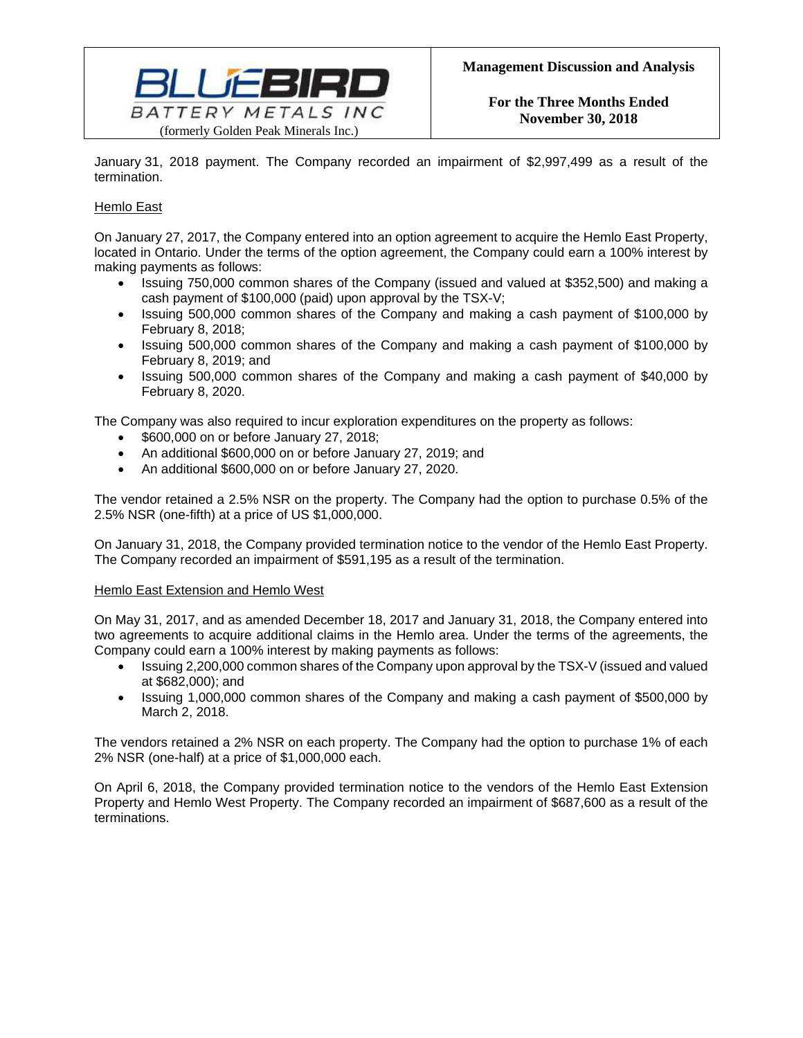January 31, 2018 payment. The Company recorded an impairment of $2,997,499 as a result of the termination.

Hemlo East

On January 27, 2017, the Company entered into an option agreement to acquire the Hemlo East Property, located in Ontario. Under the terms of the option agreement, the Company could earn a 100% interest by making payments as follows:

- Issuing 750,000 common shares of the Company (issued and valued at $352,500) and making a cash payment of $100,000 (paid) upon approval by the TSX-V;
- Issuing 500,000 common shares of the Company and making a cash payment of $100,000 by February 8, 2018;
- Issuing 500,000 common shares of the Company and making a cash payment of $100,000 by February 8, 2019; and
- Issuing 500,000 common shares of the Company and making a cash payment of $40,000 by February 8, 2020.

The Company was also required to incur exploration expenditures on the property as follows:

- $600,000 on or before January 27, 2018;
- An additional $600,000 on or before January 27, 2019; and
- An additional $600,000 on or before January 27, 2020.

The vendor retained a 2.5% NSR on the property. The Company had the option to purchase 0.5% of the 2.5% NSR (one-fifth) at a price of US $1,000,000.

On January 31, 2018, the Company provided termination notice to the vendor of the Hemlo East Property. The Company recorded an impairment of $591,195 as a result of the termination.

Hemlo East Extension and Hemlo West

On May 31, 2017, and as amended December 18, 2017 and January 31, 2018, the Company entered into two agreements to acquire additional claims in the Hemlo area. Under the terms of the agreements, the Company could earn a 100% interest by making payments as follows:

- Issuing 2,200,000 common shares of the Company upon approval by the TSX-V (issued and valued at $682,000); and
- Issuing 1,000,000 common shares of the Company and making a cash payment of $500,000 by March 2, 2018.

The vendors retained a 2% NSR on each property. The Company had the option to purchase 1% of each 2% NSR (one-half) at a price of $1,000,000 each.

On April 6, 2018, the Company provided termination notice to the vendors of the Hemlo East Extension Property and Hemlo West Property. The Company recorded an impairment of $687,600 as a result of the terminations.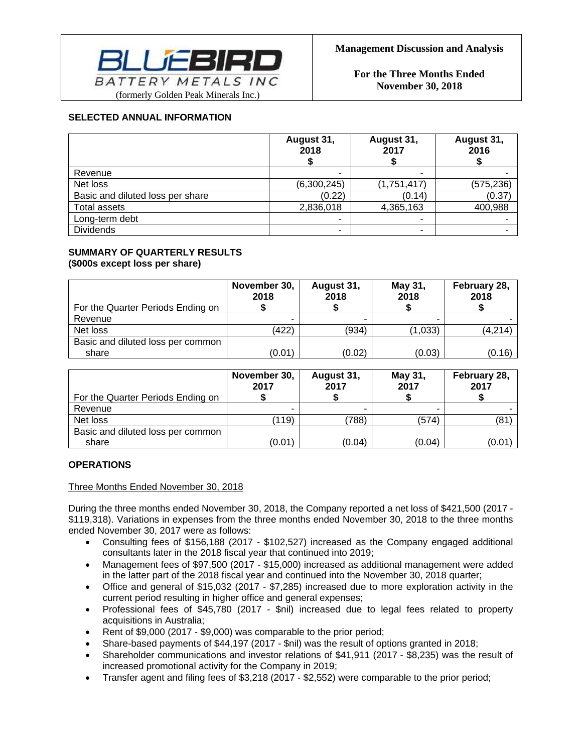## SELECTED ANNUAL INFORMATION

| | August 31, 2018 $ | August 31, 2017 $ | August 31, 2016 $ |
|---|---|---|---|
| Revenue | - | - | - |
| Net loss | (6,300,245) | (1,751,417) | (575,236) |
| Basic and diluted loss per share | (0.22) | (0.14) | (0.37) |
| Total assets | 2,836,018 | 4,365,163 | 400,988 |
| Long-term debt | - | - | - |
| Dividends | - | - | - |

## SUMMARY OF QUARTERLY RESULTS
**($000s except loss per share)**

| For the Quarter Periods Ending on | November 30, 2018 $ | August 31, 2018 $ | May 31, 2018 $ | February 28, 2018 $ |
|---|---|---|---|---|
| Revenue | - | - | - | - |
| Net loss | (422) | (934) | (1,033) | (4,214) |
| Basic and diluted loss per common share | (0.01) | (0.02) | (0.03) | (0.16) |

| For the Quarter Periods Ending on | November 30, 2017 $ | August 31, 2017 $ | May 31, 2017 $ | February 28, 2017 $ |
|---|---|---|---|---|
| Revenue | - | - | - | - |
| Net loss | (119) | (788) | (574) | (81) |
| Basic and diluted loss per common share | (0.01) | (0.04) | (0.04) | (0.01) |

## OPERATIONS

Three Months Ended November 30, 2018

During the three months ended November 30, 2018, the Company reported a net loss of $421,500 (2017 - $119,318). Variations in expenses from the three months ended November 30, 2018 to the three months ended November 30, 2017 were as follows:

- Consulting fees of $156,188 (2017 - $102,527) increased as the Company engaged additional consultants later in the 2018 fiscal year that continued into 2019;
- Management fees of $97,500 (2017 - $15,000) increased as additional management were added in the latter part of the 2018 fiscal year and continued into the November 30, 2018 quarter;
- Office and general of $15,032 (2017 - $7,285) increased due to more exploration activity in the current period resulting in higher office and general expenses;
- Professional fees of $45,780 (2017 - $nil) increased due to legal fees related to property acquisitions in Australia;
- Rent of $9,000 (2017 - $9,000) was comparable to the prior period;
- Share-based payments of $44,197 (2017 - $nil) was the result of options granted in 2018;
- Shareholder communications and investor relations of $41,911 (2017 - $8,235) was the result of increased promotional activity for the Company in 2019;
- Transfer agent and filing fees of $3,218 (2017 - $2,552) were comparable to the prior period;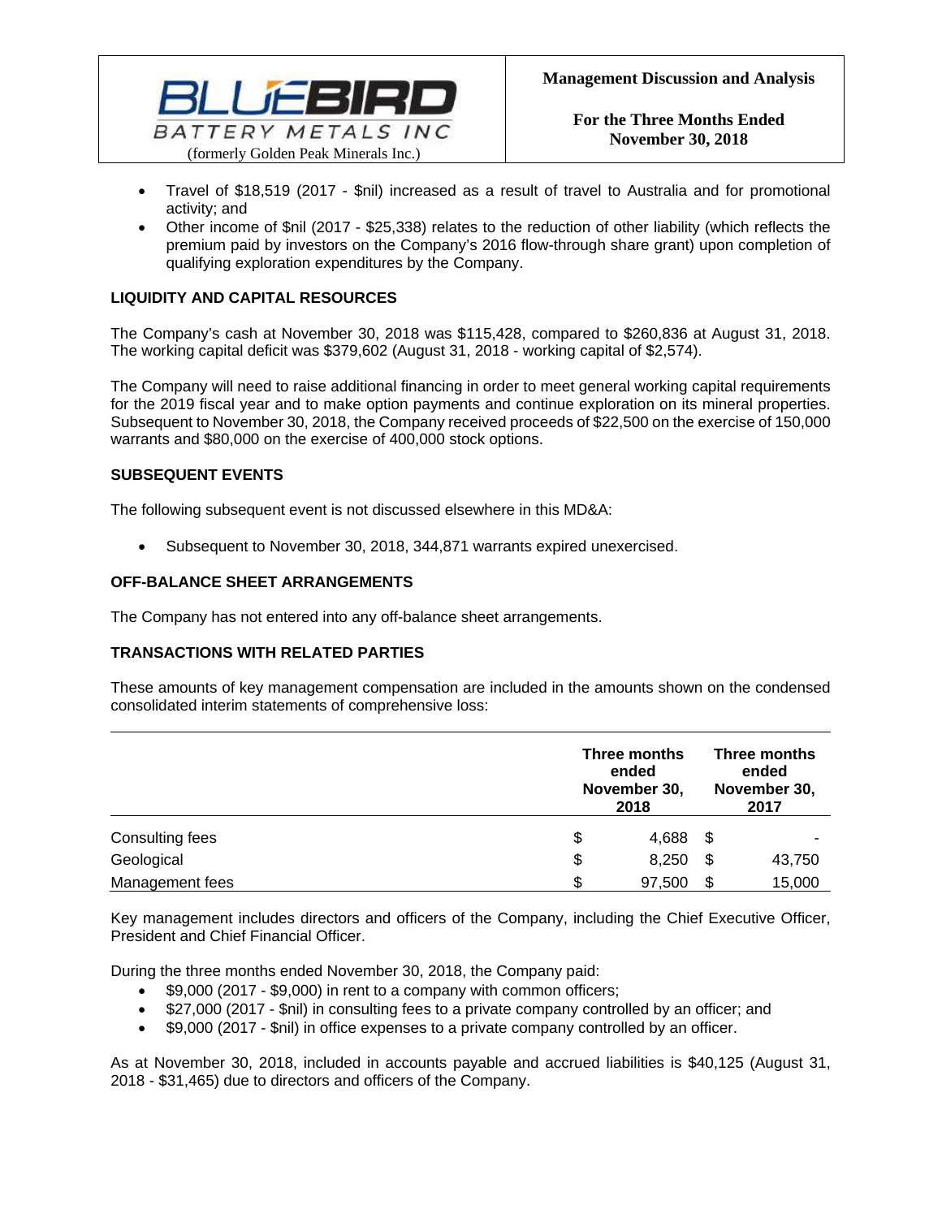- Travel of $18,519 (2017 - $nil) increased as a result of travel to Australia and for promotional activity; and
- Other income of $nil (2017 - $25,338) relates to the reduction of other liability (which reflects the premium paid by investors on the Company's 2016 flow-through share grant) upon completion of qualifying exploration expenditures by the Company.

## LIQUIDITY AND CAPITAL RESOURCES

The Company's cash at November 30, 2018 was $115,428, compared to $260,836 at August 31, 2018. The working capital deficit was $379,602 (August 31, 2018 - working capital of $2,574).

The Company will need to raise additional financing in order to meet general working capital requirements for the 2019 fiscal year and to make option payments and continue exploration on its mineral properties. Subsequent to November 30, 2018, the Company received proceeds of $22,500 on the exercise of 150,000 warrants and $80,000 on the exercise of 400,000 stock options.

## SUBSEQUENT EVENTS

The following subsequent event is not discussed elsewhere in this MD&A:

- Subsequent to November 30, 2018, 344,871 warrants expired unexercised.

## OFF-BALANCE SHEET ARRANGEMENTS

The Company has not entered into any off-balance sheet arrangements.

## TRANSACTIONS WITH RELATED PARTIES

These amounts of key management compensation are included in the amounts shown on the condensed consolidated interim statements of comprehensive loss:

| | Three months ended November 30, 2018 | Three months ended November 30, 2017 |
|---|---|---|
| Consulting fees | $ 4,688 | $ - |
| Geological | $ 8,250 | $ 43,750 |
| Management fees | $ 97,500 | $ 15,000 |

Key management includes directors and officers of the Company, including the Chief Executive Officer, President and Chief Financial Officer.

During the three months ended November 30, 2018, the Company paid:

- $9,000 (2017 - $9,000) in rent to a company with common officers;
- $27,000 (2017 - $nil) in consulting fees to a private company controlled by an officer; and
- $9,000 (2017 - $nil) in office expenses to a private company controlled by an officer.

As at November 30, 2018, included in accounts payable and accrued liabilities is $40,125 (August 31, 2018 - $31,465) due to directors and officers of the Company.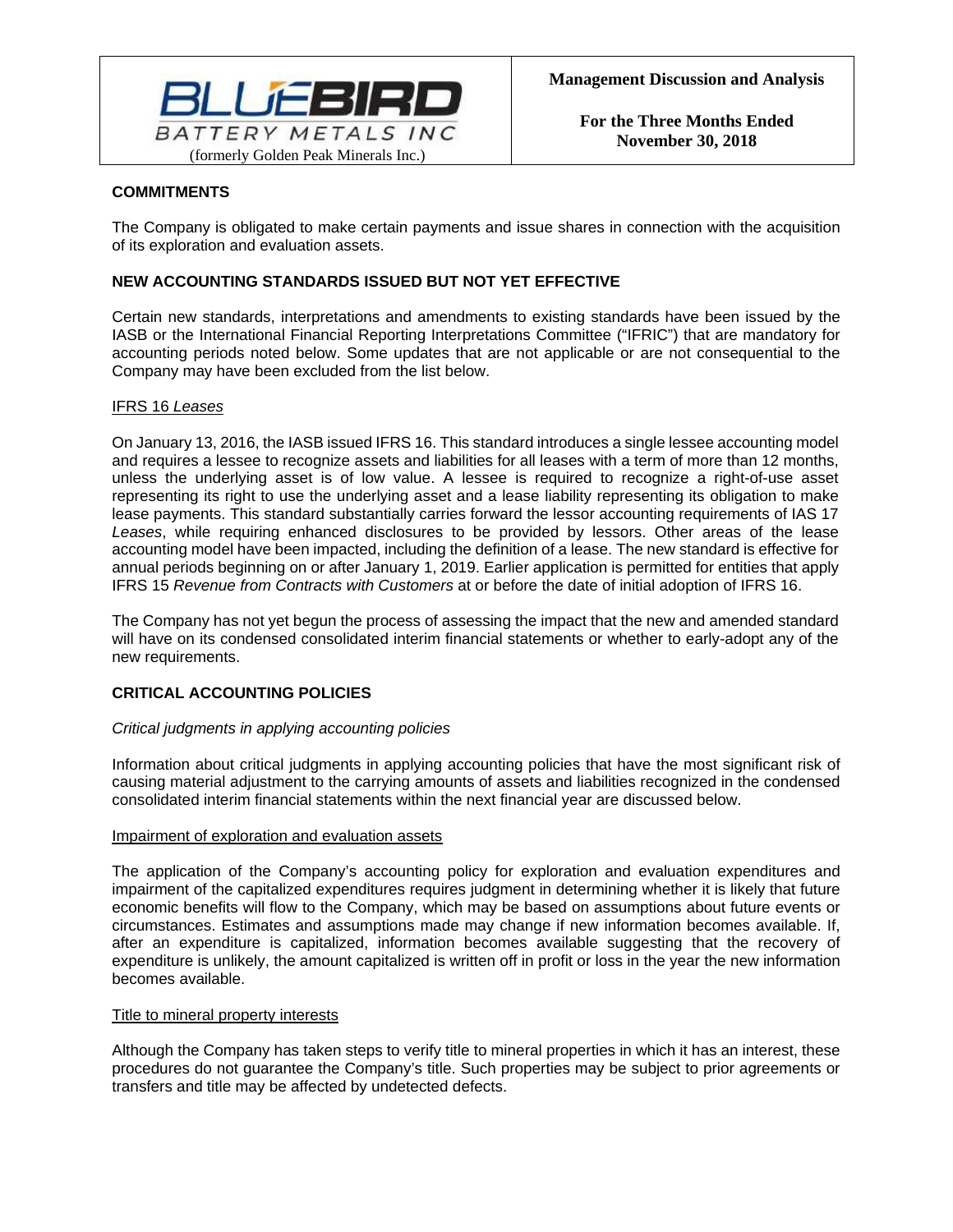## COMMITMENTS

The Company is obligated to make certain payments and issue shares in connection with the acquisition of its exploration and evaluation assets.

## NEW ACCOUNTING STANDARDS ISSUED BUT NOT YET EFFECTIVE

Certain new standards, interpretations and amendments to existing standards have been issued by the IASB or the International Financial Reporting Interpretations Committee ("IFRIC") that are mandatory for accounting periods noted below. Some updates that are not applicable or are not consequential to the Company may have been excluded from the list below.

IFRS 16 *Leases*

On January 13, 2016, the IASB issued IFRS 16. This standard introduces a single lessee accounting model and requires a lessee to recognize assets and liabilities for all leases with a term of more than 12 months, unless the underlying asset is of low value. A lessee is required to recognize a right-of-use asset representing its right to use the underlying asset and a lease liability representing its obligation to make lease payments. This standard substantially carries forward the lessor accounting requirements of IAS 17 *Leases*, while requiring enhanced disclosures to be provided by lessors. Other areas of the lease accounting model have been impacted, including the definition of a lease. The new standard is effective for annual periods beginning on or after January 1, 2019. Earlier application is permitted for entities that apply IFRS 15 *Revenue from Contracts with Customers* at or before the date of initial adoption of IFRS 16.

The Company has not yet begun the process of assessing the impact that the new and amended standard will have on its condensed consolidated interim financial statements or whether to early-adopt any of the new requirements.

## CRITICAL ACCOUNTING POLICIES

*Critical judgments in applying accounting policies*

Information about critical judgments in applying accounting policies that have the most significant risk of causing material adjustment to the carrying amounts of assets and liabilities recognized in the condensed consolidated interim financial statements within the next financial year are discussed below.

Impairment of exploration and evaluation assets

The application of the Company's accounting policy for exploration and evaluation expenditures and impairment of the capitalized expenditures requires judgment in determining whether it is likely that future economic benefits will flow to the Company, which may be based on assumptions about future events or circumstances. Estimates and assumptions made may change if new information becomes available. If, after an expenditure is capitalized, information becomes available suggesting that the recovery of expenditure is unlikely, the amount capitalized is written off in profit or loss in the year the new information becomes available.

Title to mineral property interests

Although the Company has taken steps to verify title to mineral properties in which it has an interest, these procedures do not guarantee the Company's title. Such properties may be subject to prior agreements or transfers and title may be affected by undetected defects.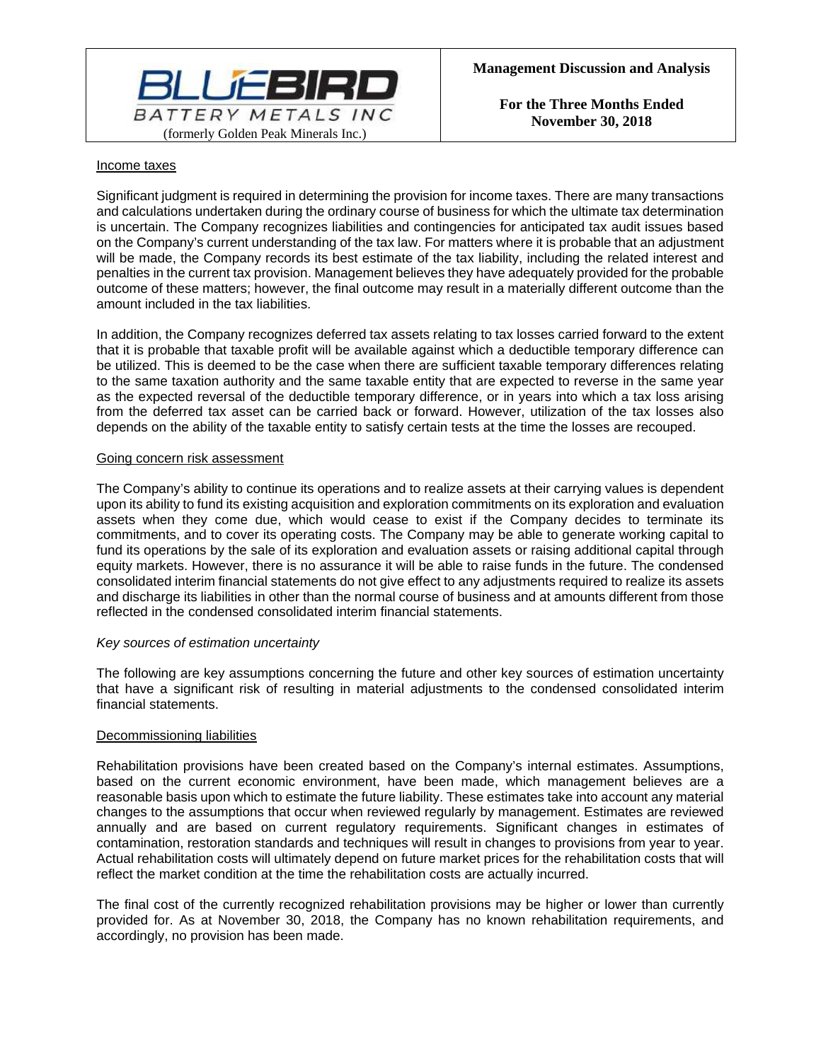Income taxes

Significant judgment is required in determining the provision for income taxes. There are many transactions and calculations undertaken during the ordinary course of business for which the ultimate tax determination is uncertain. The Company recognizes liabilities and contingencies for anticipated tax audit issues based on the Company's current understanding of the tax law. For matters where it is probable that an adjustment will be made, the Company records its best estimate of the tax liability, including the related interest and penalties in the current tax provision. Management believes they have adequately provided for the probable outcome of these matters; however, the final outcome may result in a materially different outcome than the amount included in the tax liabilities.

In addition, the Company recognizes deferred tax assets relating to tax losses carried forward to the extent that it is probable that taxable profit will be available against which a deductible temporary difference can be utilized. This is deemed to be the case when there are sufficient taxable temporary differences relating to the same taxation authority and the same taxable entity that are expected to reverse in the same year as the expected reversal of the deductible temporary difference, or in years into which a tax loss arising from the deferred tax asset can be carried back or forward. However, utilization of the tax losses also depends on the ability of the taxable entity to satisfy certain tests at the time the losses are recouped.

Going concern risk assessment

The Company's ability to continue its operations and to realize assets at their carrying values is dependent upon its ability to fund its existing acquisition and exploration commitments on its exploration and evaluation assets when they come due, which would cease to exist if the Company decides to terminate its commitments, and to cover its operating costs. The Company may be able to generate working capital to fund its operations by the sale of its exploration and evaluation assets or raising additional capital through equity markets. However, there is no assurance it will be able to raise funds in the future. The condensed consolidated interim financial statements do not give effect to any adjustments required to realize its assets and discharge its liabilities in other than the normal course of business and at amounts different from those reflected in the condensed consolidated interim financial statements.

*Key sources of estimation uncertainty*

The following are key assumptions concerning the future and other key sources of estimation uncertainty that have a significant risk of resulting in material adjustments to the condensed consolidated interim financial statements.

Decommissioning liabilities

Rehabilitation provisions have been created based on the Company's internal estimates. Assumptions, based on the current economic environment, have been made, which management believes are a reasonable basis upon which to estimate the future liability. These estimates take into account any material changes to the assumptions that occur when reviewed regularly by management. Estimates are reviewed annually and are based on current regulatory requirements. Significant changes in estimates of contamination, restoration standards and techniques will result in changes to provisions from year to year. Actual rehabilitation costs will ultimately depend on future market prices for the rehabilitation costs that will reflect the market condition at the time the rehabilitation costs are actually incurred.

The final cost of the currently recognized rehabilitation provisions may be higher or lower than currently provided for. As at November 30, 2018, the Company has no known rehabilitation requirements, and accordingly, no provision has been made.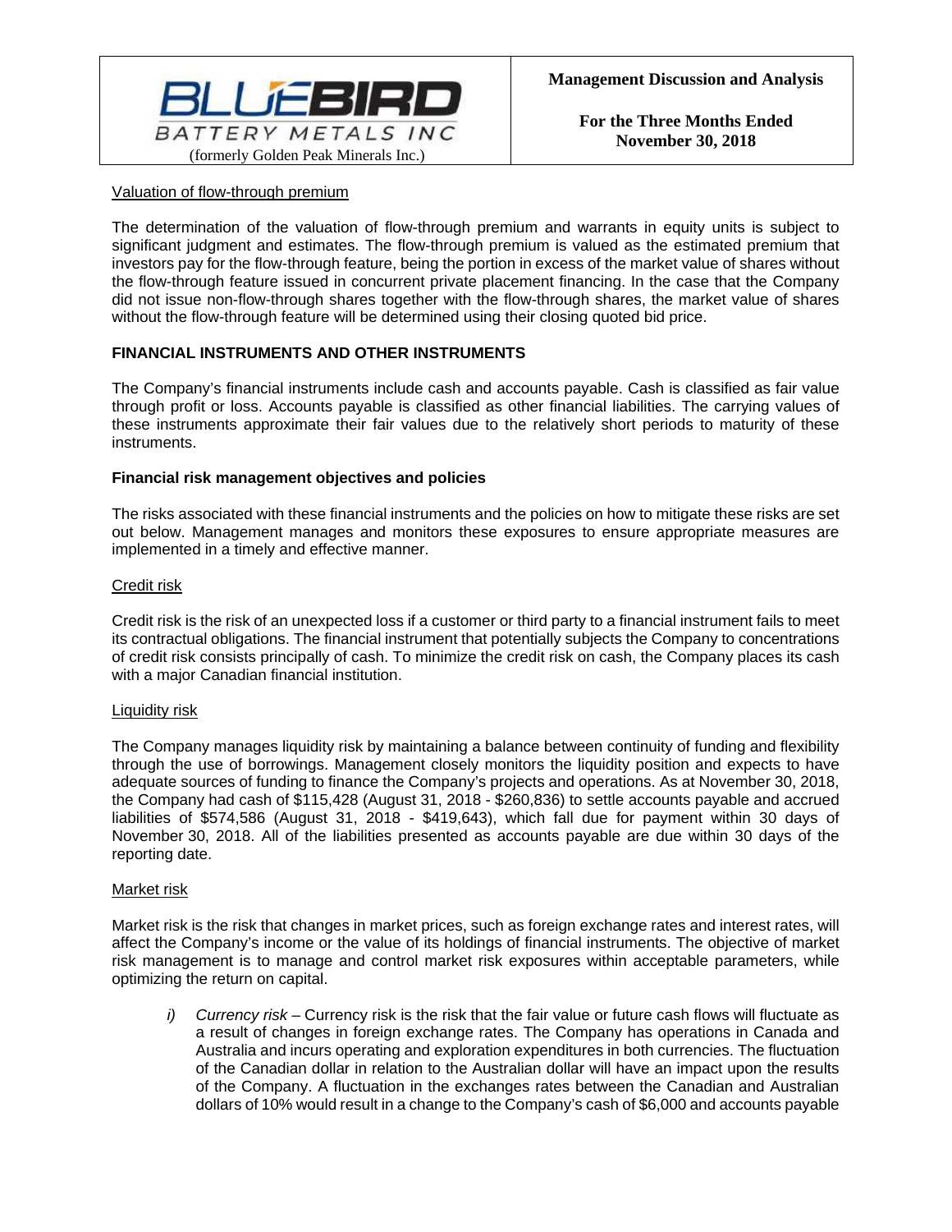Valuation of flow-through premium

The determination of the valuation of flow-through premium and warrants in equity units is subject to significant judgment and estimates. The flow-through premium is valued as the estimated premium that investors pay for the flow-through feature, being the portion in excess of the market value of shares without the flow-through feature issued in concurrent private placement financing. In the case that the Company did not issue non-flow-through shares together with the flow-through shares, the market value of shares without the flow-through feature will be determined using their closing quoted bid price.

## FINANCIAL INSTRUMENTS AND OTHER INSTRUMENTS

The Company's financial instruments include cash and accounts payable. Cash is classified as fair value through profit or loss. Accounts payable is classified as other financial liabilities. The carrying values of these instruments approximate their fair values due to the relatively short periods to maturity of these instruments.

### Financial risk management objectives and policies

The risks associated with these financial instruments and the policies on how to mitigate these risks are set out below. Management manages and monitors these exposures to ensure appropriate measures are implemented in a timely and effective manner.

Credit risk

Credit risk is the risk of an unexpected loss if a customer or third party to a financial instrument fails to meet its contractual obligations. The financial instrument that potentially subjects the Company to concentrations of credit risk consists principally of cash. To minimize the credit risk on cash, the Company places its cash with a major Canadian financial institution.

Liquidity risk

The Company manages liquidity risk by maintaining a balance between continuity of funding and flexibility through the use of borrowings. Management closely monitors the liquidity position and expects to have adequate sources of funding to finance the Company's projects and operations. As at November 30, 2018, the Company had cash of $115,428 (August 31, 2018 - $260,836) to settle accounts payable and accrued liabilities of $574,586 (August 31, 2018 - $419,643), which fall due for payment within 30 days of November 30, 2018. All of the liabilities presented as accounts payable are due within 30 days of the reporting date.

Market risk

Market risk is the risk that changes in market prices, such as foreign exchange rates and interest rates, will affect the Company's income or the value of its holdings of financial instruments. The objective of market risk management is to manage and control market risk exposures within acceptable parameters, while optimizing the return on capital.

i) *Currency risk* – Currency risk is the risk that the fair value or future cash flows will fluctuate as a result of changes in foreign exchange rates. The Company has operations in Canada and Australia and incurs operating and exploration expenditures in both currencies. The fluctuation of the Canadian dollar in relation to the Australian dollar will have an impact upon the results of the Company. A fluctuation in the exchanges rates between the Canadian and Australian dollars of 10% would result in a change to the Company's cash of $6,000 and accounts payable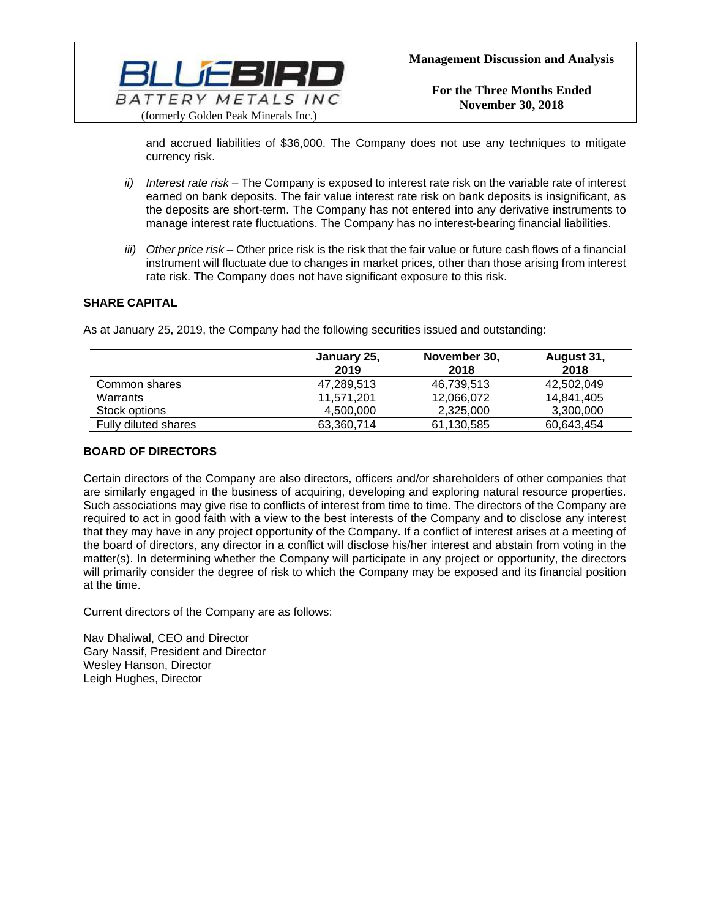and accrued liabilities of $36,000. The Company does not use any techniques to mitigate currency risk.

ii) *Interest rate risk* – The Company is exposed to interest rate risk on the variable rate of interest earned on bank deposits. The fair value interest rate risk on bank deposits is insignificant, as the deposits are short-term. The Company has not entered into any derivative instruments to manage interest rate fluctuations. The Company has no interest-bearing financial liabilities.

iii) *Other price risk* – Other price risk is the risk that the fair value or future cash flows of a financial instrument will fluctuate due to changes in market prices, other than those arising from interest rate risk. The Company does not have significant exposure to this risk.

## SHARE CAPITAL

As at January 25, 2019, the Company had the following securities issued and outstanding:

| | January 25, 2019 | November 30, 2018 | August 31, 2018 |
|---|---|---|---|
| Common shares | 47,289,513 | 46,739,513 | 42,502,049 |
| Warrants | 11,571,201 | 12,066,072 | 14,841,405 |
| Stock options | 4,500,000 | 2,325,000 | 3,300,000 |
| Fully diluted shares | 63,360,714 | 61,130,585 | 60,643,454 |

## BOARD OF DIRECTORS

Certain directors of the Company are also directors, officers and/or shareholders of other companies that are similarly engaged in the business of acquiring, developing and exploring natural resource properties. Such associations may give rise to conflicts of interest from time to time. The directors of the Company are required to act in good faith with a view to the best interests of the Company and to disclose any interest that they may have in any project opportunity of the Company. If a conflict of interest arises at a meeting of the board of directors, any director in a conflict will disclose his/her interest and abstain from voting in the matter(s). In determining whether the Company will participate in any project or opportunity, the directors will primarily consider the degree of risk to which the Company may be exposed and its financial position at the time.

Current directors of the Company are as follows:

Nav Dhaliwal, CEO and Director
Gary Nassif, President and Director
Wesley Hanson, Director
Leigh Hughes, Director